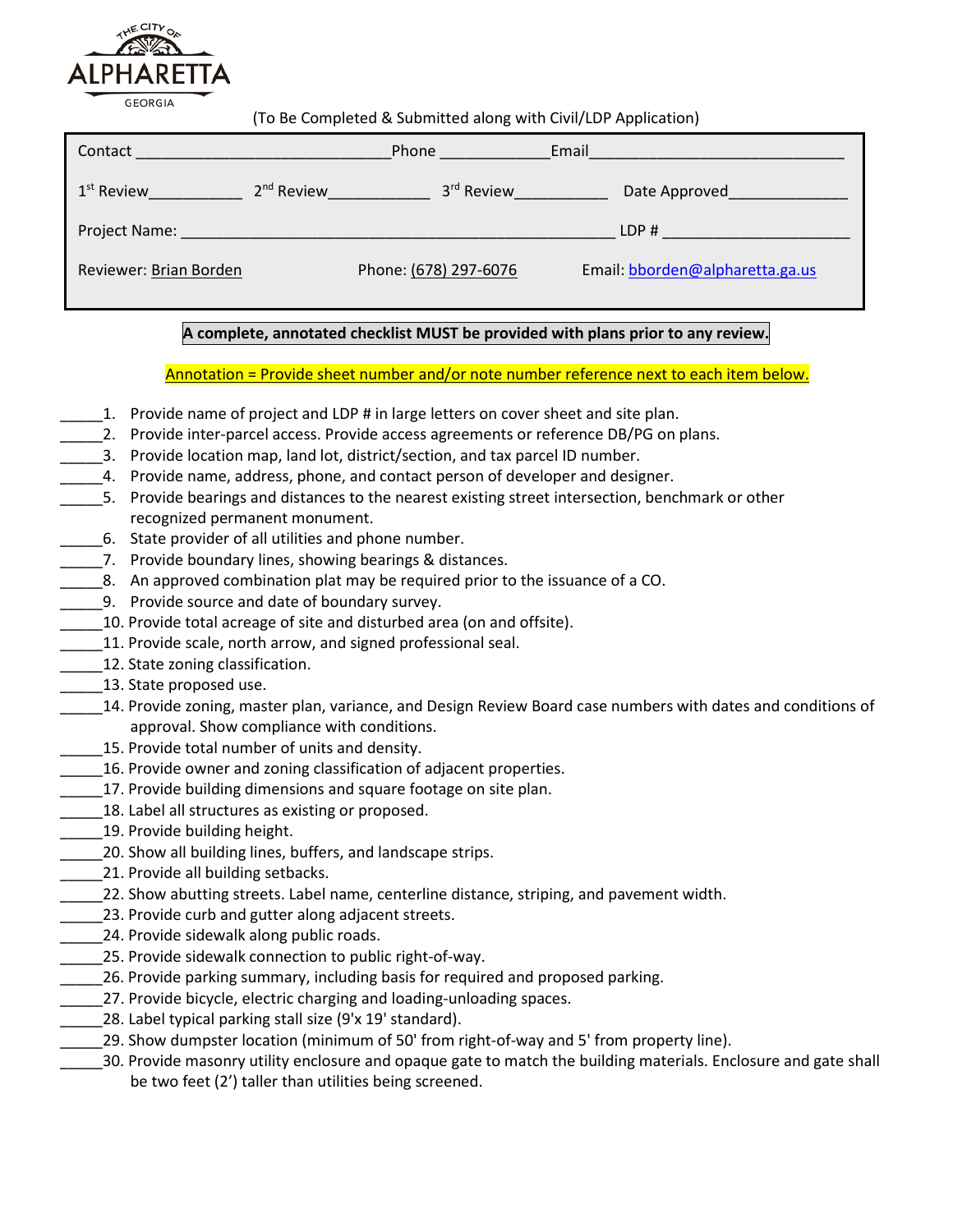THE CITY OF ALPHARETTA GEORGIA

(To Be Completed & Submitted along with Civil/LDP Application)

Contact ______________________________ Phone _____________ Email ______________________________

1st Review___________ 2nd Review____________ 3rd Review___________ Date Approved______________

Project Name: _____________________________________________________ LDP # ______________________

Reviewer: Brian Borden Phone: (678) 297-6076 Email: bborden@alpharetta.ga.us

**A complete, annotated checklist MUST be provided with plans prior to any review.**

Annotation = Provide sheet number and/or note number reference next to each item below.

_____1. Provide name of project and LDP # in large letters on cover sheet and site plan.
_____2. Provide inter-parcel access. Provide access agreements or reference DB/PG on plans.
_____3. Provide location map, land lot, district/section, and tax parcel ID number.
_____4. Provide name, address, phone, and contact person of developer and designer.
_____5. Provide bearings and distances to the nearest existing street intersection, benchmark or other recognized permanent monument.
_____6. State provider of all utilities and phone number.
_____7. Provide boundary lines, showing bearings & distances.
_____8. An approved combination plat may be required prior to the issuance of a CO.
_____9. Provide source and date of boundary survey.
_____10. Provide total acreage of site and disturbed area (on and offsite).
_____11. Provide scale, north arrow, and signed professional seal.
_____12. State zoning classification.
_____13. State proposed use.
_____14. Provide zoning, master plan, variance, and Design Review Board case numbers with dates and conditions of approval. Show compliance with conditions.
_____15. Provide total number of units and density.
_____16. Provide owner and zoning classification of adjacent properties.
_____17. Provide building dimensions and square footage on site plan.
_____18. Label all structures as existing or proposed.
_____19. Provide building height.
_____20. Show all building lines, buffers, and landscape strips.
_____21. Provide all building setbacks.
_____22. Show abutting streets. Label name, centerline distance, striping, and pavement width.
_____23. Provide curb and gutter along adjacent streets.
_____24. Provide sidewalk along public roads.
_____25. Provide sidewalk connection to public right-of-way.
_____26. Provide parking summary, including basis for required and proposed parking.
_____27. Provide bicycle, electric charging and loading-unloading spaces.
_____28. Label typical parking stall size (9'x 19' standard).
_____29. Show dumpster location (minimum of 50' from right-of-way and 5' from property line).
_____30. Provide masonry utility enclosure and opaque gate to match the building materials. Enclosure and gate shall be two feet (2') taller than utilities being screened.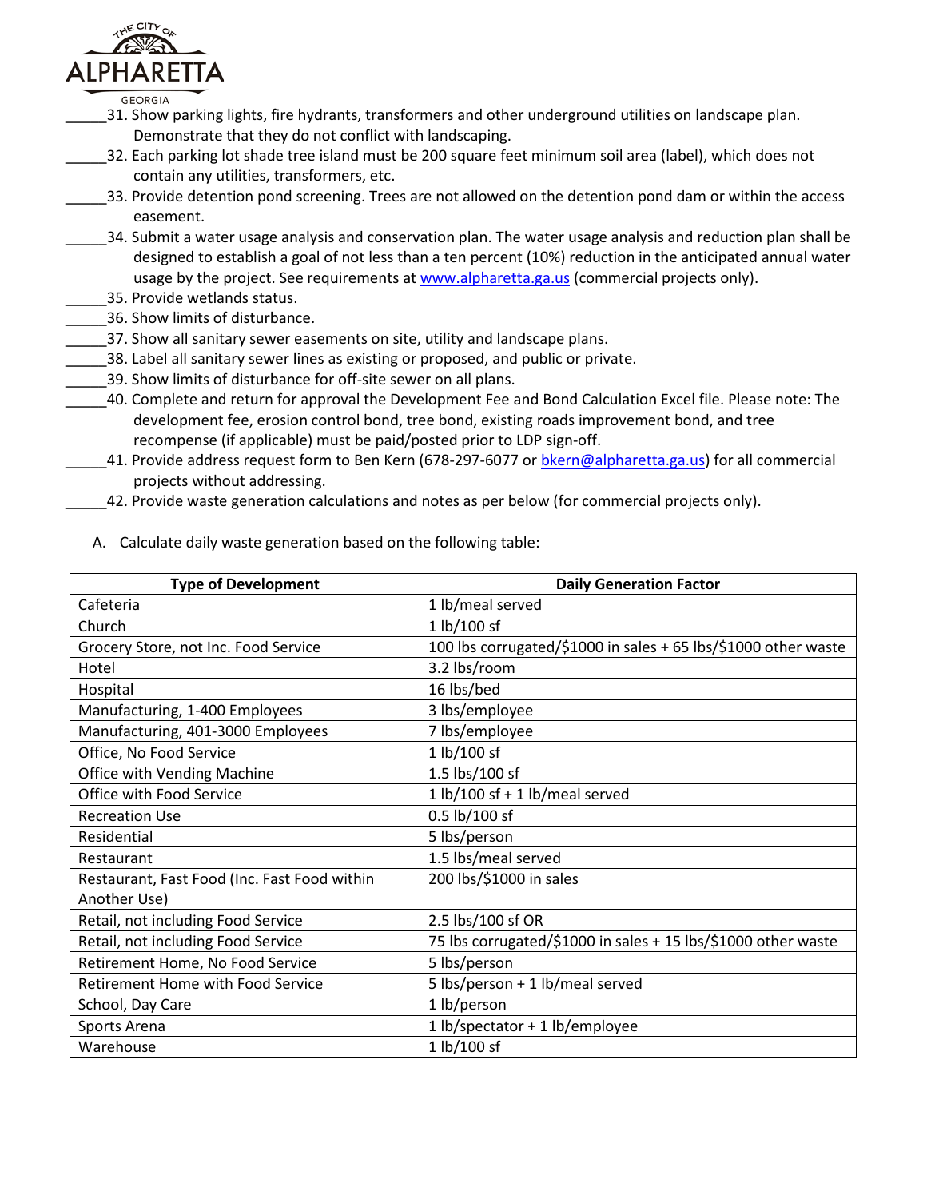_____31. Show parking lights, fire hydrants, transformers and other underground utilities on landscape plan. Demonstrate that they do not conflict with landscaping.

_____32. Each parking lot shade tree island must be 200 square feet minimum soil area (label), which does not contain any utilities, transformers, etc.

_____33. Provide detention pond screening. Trees are not allowed on the detention pond dam or within the access easement.

_____34. Submit a water usage analysis and conservation plan. The water usage analysis and reduction plan shall be designed to establish a goal of not less than a ten percent (10%) reduction in the anticipated annual water usage by the project. See requirements at [www.alpharetta.ga.us](http://www.alpharetta.ga.us) (commercial projects only).

_____35. Provide wetlands status.

_____36. Show limits of disturbance.

_____37. Show all sanitary sewer easements on site, utility and landscape plans.

_____38. Label all sanitary sewer lines as existing or proposed, and public or private.

_____39. Show limits of disturbance for off-site sewer on all plans.

_____40. Complete and return for approval the Development Fee and Bond Calculation Excel file. Please note: The development fee, erosion control bond, tree bond, existing roads improvement bond, and tree recompense (if applicable) must be paid/posted prior to LDP sign-off.

_____41. Provide address request form to Ben Kern (678-297-6077 or [bkern@alpharetta.ga.us](mailto:bkern@alpharetta.ga.us)) for all commercial projects without addressing.

_____42. Provide waste generation calculations and notes as per below (for commercial projects only).

A. Calculate daily waste generation based on the following table:

| Type of Development | Daily Generation Factor |
|---|---|
| Cafeteria | 1 lb/meal served |
| Church | 1 lb/100 sf |
| Grocery Store, not Inc. Food Service | 100 lbs corrugated/$1000 in sales + 65 lbs/$1000 other waste |
| Hotel | 3.2 lbs/room |
| Hospital | 16 lbs/bed |
| Manufacturing, 1-400 Employees | 3 lbs/employee |
| Manufacturing, 401-3000 Employees | 7 lbs/employee |
| Office, No Food Service | 1 lb/100 sf |
| Office with Vending Machine | 1.5 lbs/100 sf |
| Office with Food Service | 1 lb/100 sf + 1 lb/meal served |
| Recreation Use | 0.5 lb/100 sf |
| Residential | 5 lbs/person |
| Restaurant | 1.5 lbs/meal served |
| Restaurant, Fast Food (Inc. Fast Food within Another Use) | 200 lbs/$1000 in sales |
| Retail, not including Food Service | 2.5 lbs/100 sf OR |
| Retail, not including Food Service | 75 lbs corrugated/$1000 in sales + 15 lbs/$1000 other waste |
| Retirement Home, No Food Service | 5 lbs/person |
| Retirement Home with Food Service | 5 lbs/person + 1 lb/meal served |
| School, Day Care | 1 lb/person |
| Sports Arena | 1 lb/spectator + 1 lb/employee |
| Warehouse | 1 lb/100 sf |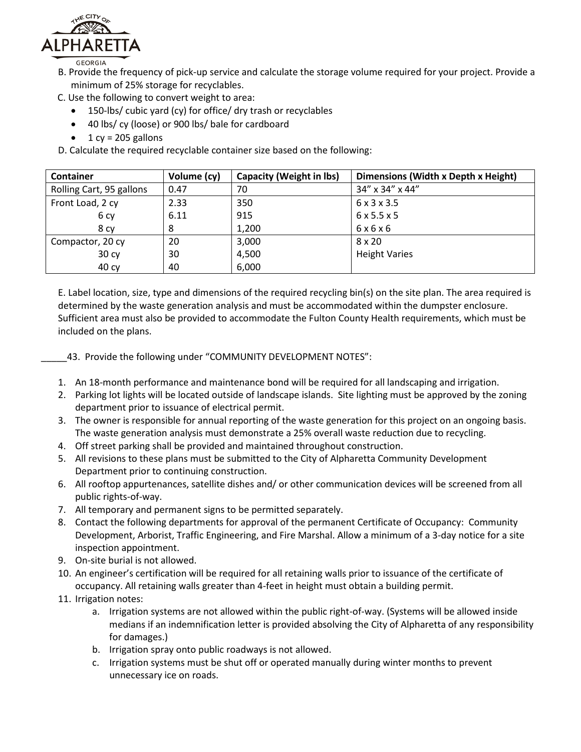B. Provide the frequency of pick-up service and calculate the storage volume required for your project. Provide a minimum of 25% storage for recyclables.

C. Use the following to convert weight to area:

- 150-lbs/ cubic yard (cy) for office/ dry trash or recyclables
- 40 lbs/ cy (loose) or 900 lbs/ bale for cardboard
- 1 cy = 205 gallons

D. Calculate the required recyclable container size based on the following:

| Container | Volume (cy) | Capacity (Weight in lbs) | Dimensions (Width x Depth x Height) |
|---|---|---|---|
| Rolling Cart, 95 gallons | 0.47 | 70 | 34" x 34" x 44" |
| Front Load, 2 cy | 2.33 | 350 | 6 x 3 x 3.5 |
| 6 cy | 6.11 | 915 | 6 x 5.5 x 5 |
| 8 cy | 8 | 1,200 | 6 x 6 x 6 |
| Compactor, 20 cy | 20 | 3,000 | 8 x 20 |
| 30 cy | 30 | 4,500 | Height Varies |
| 40 cy | 40 | 6,000 | |

E. Label location, size, type and dimensions of the required recycling bin(s) on the site plan. The area required is determined by the waste generation analysis and must be accommodated within the dumpster enclosure. Sufficient area must also be provided to accommodate the Fulton County Health requirements, which must be included on the plans.

_____43. Provide the following under "COMMUNITY DEVELOPMENT NOTES":

1. An 18-month performance and maintenance bond will be required for all landscaping and irrigation.
2. Parking lot lights will be located outside of landscape islands. Site lighting must be approved by the zoning department prior to issuance of electrical permit.
3. The owner is responsible for annual reporting of the waste generation for this project on an ongoing basis. The waste generation analysis must demonstrate a 25% overall waste reduction due to recycling.
4. Off street parking shall be provided and maintained throughout construction.
5. All revisions to these plans must be submitted to the City of Alpharetta Community Development Department prior to continuing construction.
6. All rooftop appurtenances, satellite dishes and/ or other communication devices will be screened from all public rights-of-way.
7. All temporary and permanent signs to be permitted separately.
8. Contact the following departments for approval of the permanent Certificate of Occupancy: Community Development, Arborist, Traffic Engineering, and Fire Marshal. Allow a minimum of a 3-day notice for a site inspection appointment.
9. On-site burial is not allowed.
10. An engineer's certification will be required for all retaining walls prior to issuance of the certificate of occupancy. All retaining walls greater than 4-feet in height must obtain a building permit.
11. Irrigation notes:
    a. Irrigation systems are not allowed within the public right-of-way. (Systems will be allowed inside medians if an indemnification letter is provided absolving the City of Alpharetta of any responsibility for damages.)
    b. Irrigation spray onto public roadways is not allowed.
    c. Irrigation systems must be shut off or operated manually during winter months to prevent unnecessary ice on roads.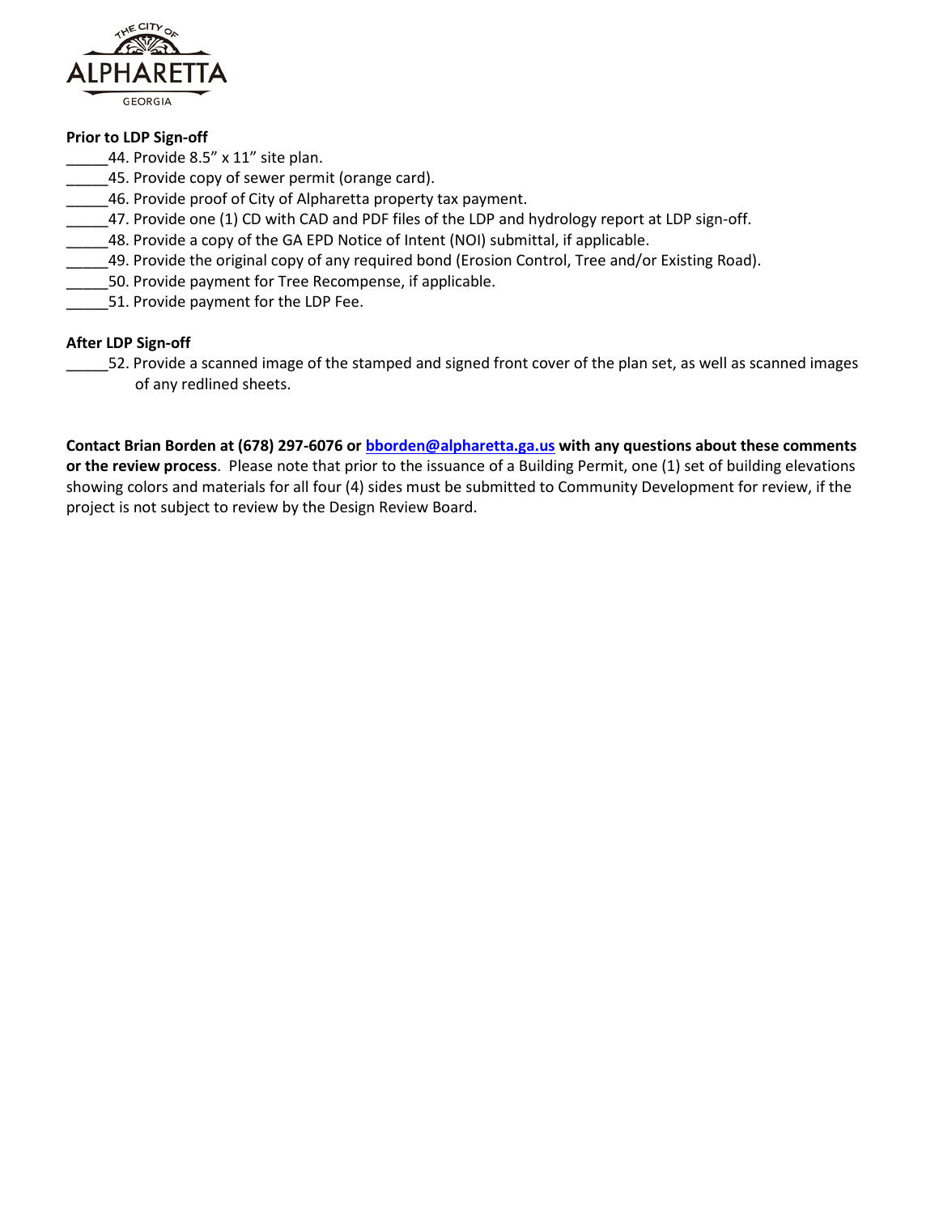**Prior to LDP Sign-off**

_____44. Provide 8.5” x 11” site plan.
_____45. Provide copy of sewer permit (orange card).
_____46. Provide proof of City of Alpharetta property tax payment.
_____47. Provide one (1) CD with CAD and PDF files of the LDP and hydrology report at LDP sign-off.
_____48. Provide a copy of the GA EPD Notice of Intent (NOI) submittal, if applicable.
_____49. Provide the original copy of any required bond (Erosion Control, Tree and/or Existing Road).
_____50. Provide payment for Tree Recompense, if applicable.
_____51. Provide payment for the LDP Fee.

**After LDP Sign-off**

_____52. Provide a scanned image of the stamped and signed front cover of the plan set, as well as scanned images of any redlined sheets.

**Contact Brian Borden at (678) 297-6076 or [bborden@alpharetta.ga.us](mailto:bborden@alpharetta.ga.us) with any questions about these comments or the review process**. Please note that prior to the issuance of a Building Permit, one (1) set of building elevations showing colors and materials for all four (4) sides must be submitted to Community Development for review, if the project is not subject to review by the Design Review Board.